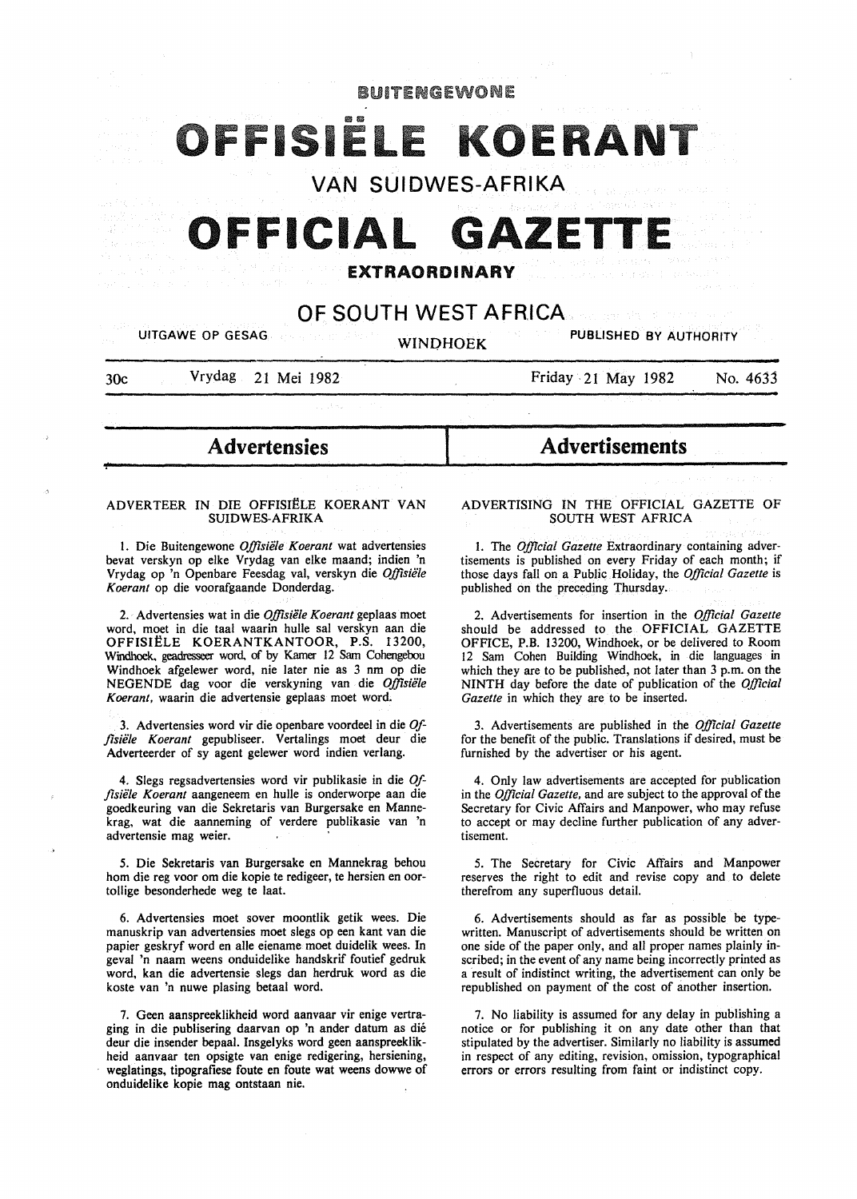BUITENGEWONE

# OFFISIËLE KOERANT

## VAN SUIDWES-AFRIKA

# OFFICIAL GAZETTE

## EXTRAORDINARY

## OF SOUTH WEST AFRICA

UITGAWE OP GESAG — WINDHOEK — PUBLISHED BY AUTHORITY

30c — Vrydag 21 Mei 1982 — Friday 21 May 1982 — No. 4633

## Advertensies

### ADVERTEER IN DIE OFFISIËLE KOERANT VAN SUIDWES-AFRIKA

1. Die Buitengewone *Offisiële Koerant* wat advertensies bevat verskyn op elke Vrydag van elke maand; indien 'n Vrydag op 'n Openbare Feesdag val, verskyn die *Offisiële Koerant* op die voorafgaande Donderdag.

2. Advertensies wat in die *Offisiële Koerant* geplaas moet word, moet in die taal waarin hulle sal verskyn aan die OFFISIËLE KOERANTKANTOOR, P.S. 13200, Windhoek, geadresseer word, of by Kamer 12 Sam Cohengebou Windhoek afgelewer word, nie later nie as 3 nm op die NEGENDE dag voor die verskyning van die *Offisiële Koerant*, waarin die advertensie geplaas moet word.

3. Advertensies word vir die openbare voordeel in die *Offisiële Koerant* gepubliseer. Vertalings moet deur die Adverteerder of sy agent gelewer word indien verlang.

4. Slegs regsadvertensies word vir publikasie in die *Offisiële Koerant* aangeneem en hulle is onderworpe aan die goedkeuring van die Sekretaris van Burgersake en Mannekrag, wat die aanneming of verdere publikasie van 'n advertensie mag weier.

5. Die Sekretaris van Burgersake en Mannekrag behou hom die reg voor om die kopie te redigeer, te hersien en oortollige besonderhede weg te laat.

6. Advertensies moet sover moontlik getik wees. Die manuskrip van advertensies moet slegs op een kant van die papier geskryf word en alle eiename moet duidelik wees. In geval 'n naam weens onduidelike handskrif foutief gedruk word, kan die advertensie slegs dan herdruk word as die koste van 'n nuwe plasing betaal word.

7. Geen aanspreeklikheid word aanvaar vir enige vertraging in die publisering daarvan op 'n ander datum as dié deur die insender bepaal. Insgelyks word geen aanspreeklikheid aanvaar ten opsigte van enige redigering, hersiening, weglatings, tipografiese foute en foute wat weens dowwe of onduidelike kopie mag ontstaan nie.

## Advertisements

### ADVERTISING IN THE OFFICIAL GAZETTE OF SOUTH WEST AFRICA

1. The *Official Gazette* Extraordinary containing advertisements is published on every Friday of each month; if those days fall on a Public Holiday, the *Official Gazette* is published on the preceding Thursday.

2. Advertisements for insertion in the *Official Gazette* should be addressed to the OFFICIAL GAZETTE OFFICE, P.B. 13200, Windhoek, or be delivered to Room 12 Sam Cohen Building Windhoek, in the languages in which they are to be published, not later than 3 p.m. on the NINTH day before the date of publication of the *Official Gazette* in which they are to be inserted.

3. Advertisements are published in the *Official Gazette* for the benefit of the public. Translations if desired, must be furnished by the advertiser or his agent.

4. Only law advertisements are accepted for publication in the *Official Gazette*, and are subject to the approval of the Secretary for Civic Affairs and Manpower, who may refuse to accept or may decline further publication of any advertisement.

5. The Secretary for Civic Affairs and Manpower reserves the right to edit and revise copy and to delete therefrom any superfluous detail.

6. Advertisements should as far as possible be typewritten. Manuscript of advertisements should be written on one side of the paper only, and all proper names plainly inscribed; in the event of any name being incorrectly printed as a result of indistinct writing, the advertisement can only be republished on payment of the cost of another insertion.

7. No liability is assumed for any delay in publishing a notice or for publishing it on any date other than that stipulated by the advertiser. Similarly no liability is assumed in respect of any editing, revision, omission, typographical errors or errors resulting from faint or indistinct copy.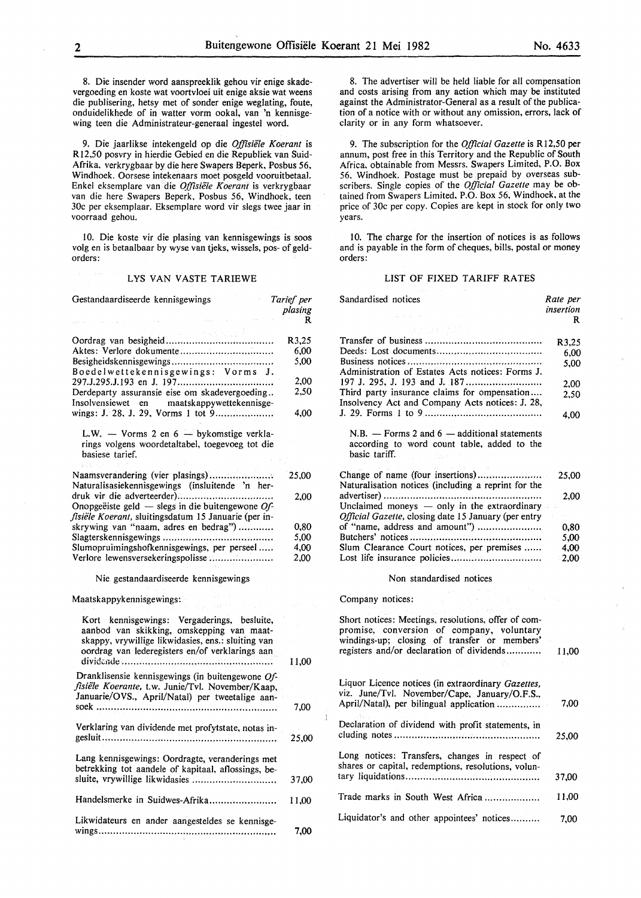8. Die insender word aanspreeklik gehou vir enige skadevergoeding en koste wat voortvloei uit enige aksie wat weens die publisering, hetsy met of sonder enige weglating, foute, onduidelikhede of in watter vorm ookal, van 'n kennisgewing teen die Administrateur-generaal ingestel word.

9. Die jaarlikse intekengeld op die *Offisiële Koerant* is R12,50 posvry in hierdie Gebied en die Republiek van Suid-Afrika, verkrygbaar by die here Swapers Beperk, Posbus 56, Windhoek. Oorsese intekenaars moet posgeld vooruitbetaal. Enkel eksemplare van die *Offisiële Koerant* is verkrygbaar van die here Swapers Beperk, Posbus 56, Windhoek, teen 30c per eksemplaar. Eksemplare word vir slegs twee jaar in voorraad gehou.

10. Die koste vir die plasing van kennisgewings is soos volg en is betaalbaar by wyse van tjeks, wissels, pos- of geldorders:

## LYS VAN VASTE TARIEWE

| Gestandaardiseerde kennisgewings | *Tarief per plasing* R |
|---|---|
| Oordrag van besigheid | R3,25 |
| Aktes: Verlore dokumente | 6,00 |
| Besigheidskennisgewings | 5,00 |
| Boedelwettekennisgewings: Vorms J. 297.J.295.J.193 en J. 197 | 2,00 |
| Derdeparty assuransie eise om skadevergoeding | 2,50 |
| Insolvensiewet en maatskappywettekennisgewings: J. 28, J. 29, Vorms 1 tot 9 | 4,00 |

L.W. — Vorms 2 en 6 — bykomstige verklarings volgens woordetaltabel, toegevoeg tot die basiese tarief.

| | |
|---|---|
| Naamsverandering (vier plasings) | 25,00 |
| Naturalisasiekennisgewings (insluitende 'n herdruk vir die adverteerder) | 2,00 |
| Onopgeëiste geld — slegs in die buitengewone *Offisiële Koerant*, sluitingsdatum 15 Januarie (per inskrywing van "naam, adres en bedrag") | 0,80 |
| Slagterskennisgewings | 5,00 |
| Slumopruimingshofkennisgewings, per perseel | 4,00 |
| Verlore lewensversekeringspolisse | 2,00 |

Nie gestandaardiseerde kennisgewings

Maatskappykennisgewings:

| | |
|---|---|
| Kort kennisgewings: Vergaderings, besluite, aanbod van skikking, omskepping van maatskappy, vrywillige likwidasies, ens.: sluiting van oordrag van lederegisters en/of verklarings aan dividende | 11,00 |
| Dranklisensie kennisgewings (in buitengewone *Offisiële Koerante*, t.w. Junie/Tvl. November/Kaap, Januarie/OVS., April/Natal) per tweetalige aansoek | 7,00 |
| Verklaring van dividende met profytstate, notas ingesluit | 25,00 |
| Lang kennisgewings: Oordragte, veranderings met betrekking tot aandele of kapitaal, aflossings, besluite, vrywillige likwidasies | 37,00 |
| Handelsmerke in Suidwes-Afrika | 11,00 |
| Likwidateurs en ander aangesteldes se kennisgewings | 7,00 |

8. The advertiser will be held liable for all compensation and costs arising from any action which may be instituted against the Administrator-General as a result of the publication of a notice with or without any omission, errors, lack of clarity or in any form whatsoever.

9. The subscription for the *Official Gazette* is R12,50 per annum, post free in this Territory and the Republic of South Africa, obtainable from Messrs. Swapers Limited, P.O. Box 56, Windhoek. Postage must be prepaid by overseas subscribers. Single copies of the *Official Gazette* may be obtained from Swapers Limited, P.O. Box 56, Windhoek, at the price of 30c per copy. Copies are kept in stock for only two years.

10. The charge for the insertion of notices is as follows and is payable in the form of cheques, bills, postal or money orders:

## LIST OF FIXED TARIFF RATES

| Sandardised notices | *Rate per insertion* R |
|---|---|
| Transfer of business | R3,25 |
| Deeds: Lost documents | 6,00 |
| Business notices | 5,00 |
| Administration of Estates Acts notices: Forms J. 197 J. 295, J. 193 and J. 187 | 2,00 |
| Third party insurance claims for ompensation | 2,50 |
| Insolvency Act and Company Acts notices: J. 28, J. 29. Forms 1 to 9 | 4,00 |

N.B. — Forms 2 and 6 — additional statements according to word count table, added to the basic tariff.

| | |
|---|---|
| Change of name (four insertions) | 25,00 |
| Naturalisation notices (including a reprint for the advertiser) | 2,00 |
| Unclaimed moneys — only in the extraordinary *Official Gazette*, closing date 15 January (per entry of "name, address and amount") | 0,80 |
| Butchers' notices | 5,00 |
| Slum Clearance Court notices, per premises | 4,00 |
| Lost life insurance policies | 2,00 |

Non standardised notices

Company notices:

| | |
|---|---|
| Short notices: Meetings, resolutions, offer of compromise, conversion of company, voluntary windings-up; closing of transfer or members' registers and/or declaration of dividends | 11,00 |
| Liquor Licence notices (in extraordinary *Gazettes*, viz. June/Tvl. November/Cape, January/O.F.S., April/Natal), per bilingual application | 7,00 |
| Declaration of dividend with profit statements, in cluding notes | 25,00 |
| Long notices: Transfers, changes in respect of shares or capital, redemptions, resolutions, voluntary liquidations | 37,00 |
| Trade marks in South West Africa | 11,00 |
| Liquidator's and other appointees' notices | 7,00 |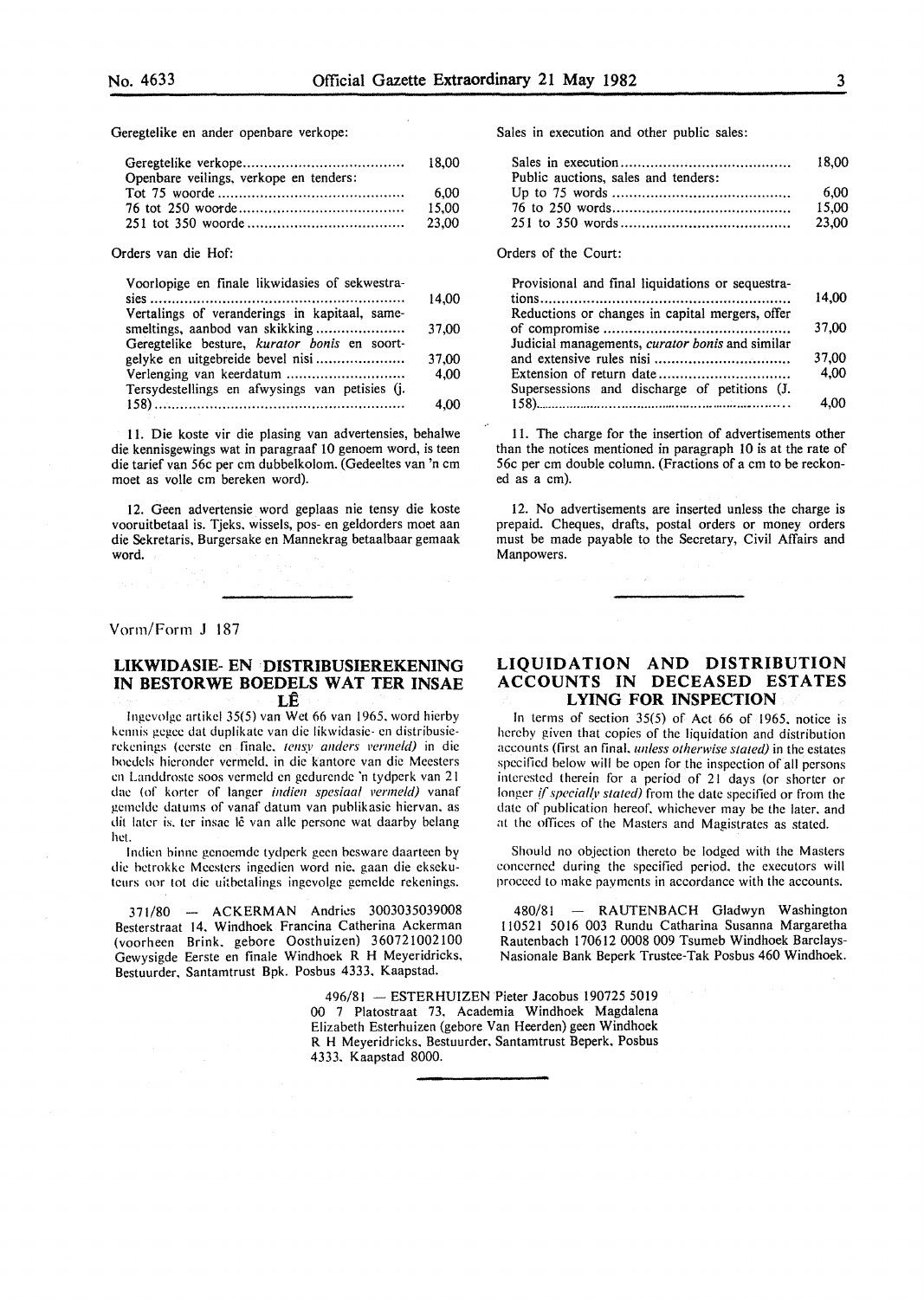Geregtelike en ander openbare verkope:

| | |
|---|---|
| Geregtelike verkope | 18,00 |
| Openbare veilings, verkope en tenders: | |
| Tot 75 woorde | 6,00 |
| 76 tot 250 woorde | 15,00 |
| 251 tot 350 woorde | 23,00 |

Orders van die Hof:

| | |
|---|---|
| Voorlopige en finale likwidasies of sekwestrasies | 14,00 |
| Vertalings of veranderings in kapitaal, samesmeltings, aanbod van skikking | 37,00 |
| Geregtelike besture, *kurator bonis* en soortgelyke en uitgebreide bevel nisi | 37,00 |
| Verlenging van keerdatum | 4,00 |
| Tersydestellings en afwysings van petisies (j. 158) | 4,00 |

11. Die koste vir die plasing van advertensies, behalwe die kennisgewings wat in paragraaf 10 genoem word, is teen die tarief van 56c per cm dubbelkolom. (Gedeeltes van 'n cm moet as volle cm bereken word).

12. Geen advertensie word geplaas nie tensy die koste vooruitbetaal is. Tjeks, wissels, pos- en geldorders moet aan die Sekretaris, Burgersake en Mannekrag betaalbaar gemaak word.

Sales in execution and other public sales:

| | |
|---|---|
| Sales in execution | 18,00 |
| Public auctions, sales and tenders: | |
| Up to 75 words | 6,00 |
| 76 to 250 words | 15,00 |
| 251 to 350 words | 23,00 |

Orders of the Court:

| | |
|---|---|
| Provisional and final liquidations or sequestrations | 14,00 |
| Reductions or changes in capital mergers, offer of compromise | 37,00 |
| Judicial managements, *curator bonis* and similar and extensive rules nisi | 37,00 |
| Extension of return date | 4,00 |
| Supersessions and discharge of petitions (J. 158) | 4,00 |

11. The charge for the insertion of advertisements other than the notices mentioned in paragraph 10 is at the rate of 56c per cm double column. (Fractions of a cm to be reckoned as a cm).

12. No advertisements are inserted unless the charge is prepaid. Cheques, drafts, postal orders or money orders must be made payable to the Secretary, Civil Affairs and Manpowers.

Vorm/Form J 187

## LIKWIDASIE- EN DISTRIBUSIEREKENING IN BESTORWE BOEDELS WAT TER INSAE LÊ

Ingevolge artikel 35(5) van Wet 66 van 1965, word hierby kennis gegee dat duplikate van die likwidasie- en distribusierekenings (eerste en finale, *tensy anders vermeld*) in die boedels hieronder vermeld, in die kantore van die Meesters en Landdroste soos vermeld en gedurende 'n tydperk van 21 dae (of korter of langer *indien spesiaal vermeld*) vanaf gemelde datums of vanaf datum van publikasie hiervan, as dit later is, ter insae lê van alle persone wat daarby belang het.

Indien binne genoemde tydperk geen besware daarteen by die betrokke Meesters ingedien word nie, gaan die eksekuteurs oor tot die uitbetalings ingevolge gemelde rekenings.

371/80 — ACKERMAN Andries 3003035039008 Besterstraat 14, Windhoek Francina Catherina Ackerman (voorheen Brink, gebore Oosthuizen) 360721002100 Gewysigde Eerste en finale Windhoek R H Meyeridricks, Bestuurder, Santamtrust Bpk. Posbus 4333, Kaapstad.

## LIQUIDATION AND DISTRIBUTION ACCOUNTS IN DECEASED ESTATES LYING FOR INSPECTION

In terms of section 35(5) of Act 66 of 1965, notice is hereby given that copies of the liquidation and distribution accounts (first an final, *unless otherwise stated*) in the estates specified below will be open for the inspection of all persons interested therein for a period of 21 days (or shorter or longer *if specially stated*) from the date specified or from the date of publication hereof, whichever may be the later, and at the offices of the Masters and Magistrates as stated.

Should no objection thereto be lodged with the Masters concerned during the specified period, the executors will proceed to make payments in accordance with the accounts.

480/81 — RAUTENBACH Gladwyn Washington 110521 5016 003 Rundu Catharina Susanna Margaretha Rautenbach 170612 0008 009 Tsumeb Windhoek Barclays-Nasionale Bank Beperk Trustee-Tak Posbus 460 Windhoek.

496/81 — ESTERHUIZEN Pieter Jacobus 190725 5019 00 7 Platostraat 73, Academia Windhoek Magdalena Elizabeth Esterhuizen (gebore Van Heerden) geen Windhoek R H Meyeridricks, Bestuurder, Santamtrust Beperk, Posbus 4333, Kaapstad 8000.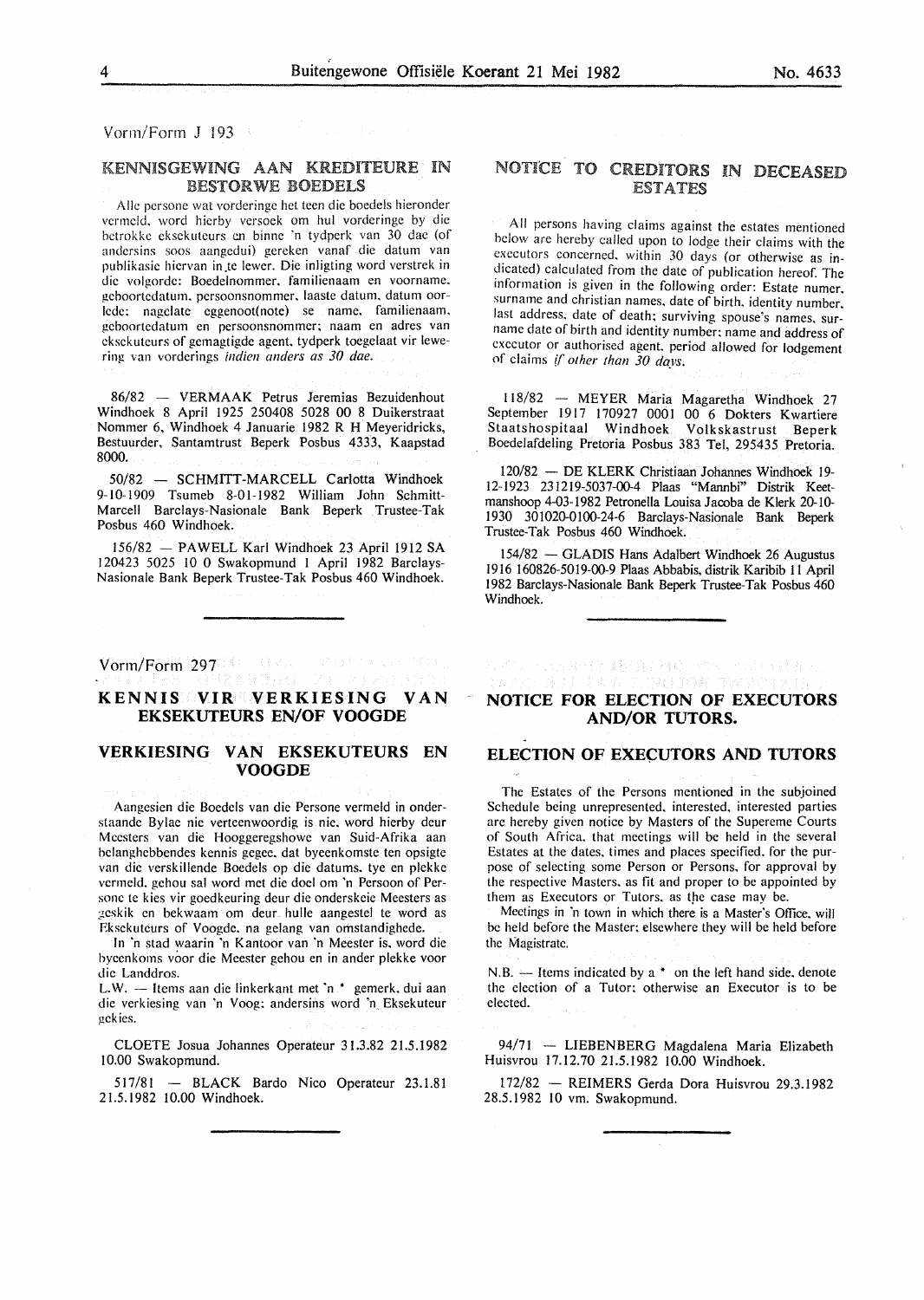Vorm/Form J 193

## KENNISGEWING AAN KREDITEURE IN BESTORWE BOEDELS

Alle persone wat vorderinge het teen die boedels hieronder vermeld, word hierby versoek om hul vorderinge by die betrokke eksekuteurs en binne 'n tydperk van 30 dae (of andersins soos aangedui) gereken vanaf die datum van publikasie hiervan in te lewer. Die inligting word verstrek in die volgorde: Boedelnommer, familienaam en voorname, geboortedatum, persoonsnommer, laaste datum, datum oorlede; nagelate eggenoot(note) se name, familienaam, geboortedatum en persoonsnommer; naam en adres van eksekuteurs of gemagtigde agent, tydperk toegelaat vir lewering van vorderings *indien anders as 30 dae.*

86/82 — VERMAAK Petrus Jeremias Bezuidenhout Windhoek 8 April 1925 250408 5028 00 8 Duikerstraat Nommer 6, Windhoek 4 Januarie 1982 R H Meyeridricks, Bestuurder, Santamtrust Beperk Posbus 4333, Kaapstad 8000.

50/82 — SCHMITT-MARCELL Carlotta Windhoek 9-10-1909 Tsumeb 8-01-1982 William John Schmitt-Marcell Barclays-Nasionale Bank Beperk Trustee-Tak Posbus 460 Windhoek.

156/82 — PAWELL Karl Windhoek 23 April 1912 SA 120423 5025 10 0 Swakopmund 1 April 1982 Barclays-Nasionale Bank Beperk Trustee-Tak Posbus 460 Windhoek.

## NOTICE TO CREDITORS IN DECEASED ESTATES

All persons having claims against the estates mentioned below are hereby called upon to lodge their claims with the executors concerned, within 30 days (or otherwise as indicated) calculated from the date of publication hereof. The information is given in the following order: Estate numer, surname and christian names, date of birth, identity number, last address, date of death; surviving spouse's names, surname date of birth and identity number; name and address of executor or authorised agent, period allowed for lodgement of claims *if other than 30 days.*

118/82 — MEYER Maria Magaretha Windhoek 27 September 1917 170927 0001 00 6 Dokters Kwartiere Staatshospitaal Windhoek Volkskastrust Beperk Boedelafdeling Pretoria Posbus 383 Tel. 295435 Pretoria.

120/82 — DE KLERK Christiaan Johannes Windhoek 19-12-1923 231219-5037-00-4 Plaas "Mannbi" Distrik Keetmanshoop 4-03-1982 Petronella Louisa Jacoba de Klerk 20-10-1930 301020-0100-24-6 Barclays-Nasionale Bank Beperk Trustee-Tak Posbus 460 Windhoek.

154/82 — GLADIS Hans Adalbert Windhoek 26 Augustus 1916 160826-5019-00-9 Plaas Abbabis, distrik Karibib 11 April 1982 Barclays-Nasionale Bank Beperk Trustee-Tak Posbus 460 Windhoek.

Vorm/Form 297

## KENNIS VIR VERKIESING VAN EKSEKUTEURS EN/OF VOOGDE

## VERKIESING VAN EKSEKUTEURS EN VOOGDE

Aangesien die Boedels van die Persone vermeld in onderstaande Bylae nie verteenwoordig is nie, word hierby deur Meesters van die Hooggeregshowe van Suid-Afrika aan belanghebbendes kennis gegee, dat byeenkomste ten opsigte van die verskillende Boedels op die datums, tye en plekke vermeld, gehou sal word met die doel om 'n Persoon of Persone te kies vir goedkeuring deur die onderskeie Meesters as geskik en bekwaam om deur hulle aangestel te word as Eksekuteurs of Voogde, na gelang van omstandighede.

In 'n stad waarin 'n Kantoor van 'n Meester is, word die byeenkoms voor die Meester gehou en in ander plekke voor die Landdros.

L.W. — Items aan die linkerkant met 'n * gemerk, dui aan die verkiesing van 'n Voog; andersins word 'n Eksekuteur gekies.

CLOETE Josua Johannes Operateur 31.3.82 21.5.1982 10.00 Swakopmund.

517/81 — BLACK Bardo Nico Operateur 23.1.81 21.5.1982 10.00 Windhoek.

## NOTICE FOR ELECTION OF EXECUTORS AND/OR TUTORS.

## ELECTION OF EXECUTORS AND TUTORS

The Estates of the Persons mentioned in the subjoined Schedule being unrepresented, interested, interested parties are hereby given notice by Masters of the Supereme Courts of South Africa, that meetings will be held in the several Estates at the dates, times and places specified, for the purpose of selecting some Person or Persons, for approval by the respective Masters, as fit and proper to be appointed by them as Executors or Tutors, as the case may be.

Meetings in 'n town in which there is a Master's Office, will be held before the Master; elsewhere they will be held before the Magistrate.

N.B. — Items indicated by a * on the left hand side, denote the election of a Tutor; otherwise an Executor is to be elected.

94/71 — LIEBENBERG Magdalena Maria Elizabeth Huisvrou 17.12.70 21.5.1982 10.00 Windhoek.

172/82 — REIMERS Gerda Dora Huisvrou 29.3.1982 28.5.1982 10 vm. Swakopmund.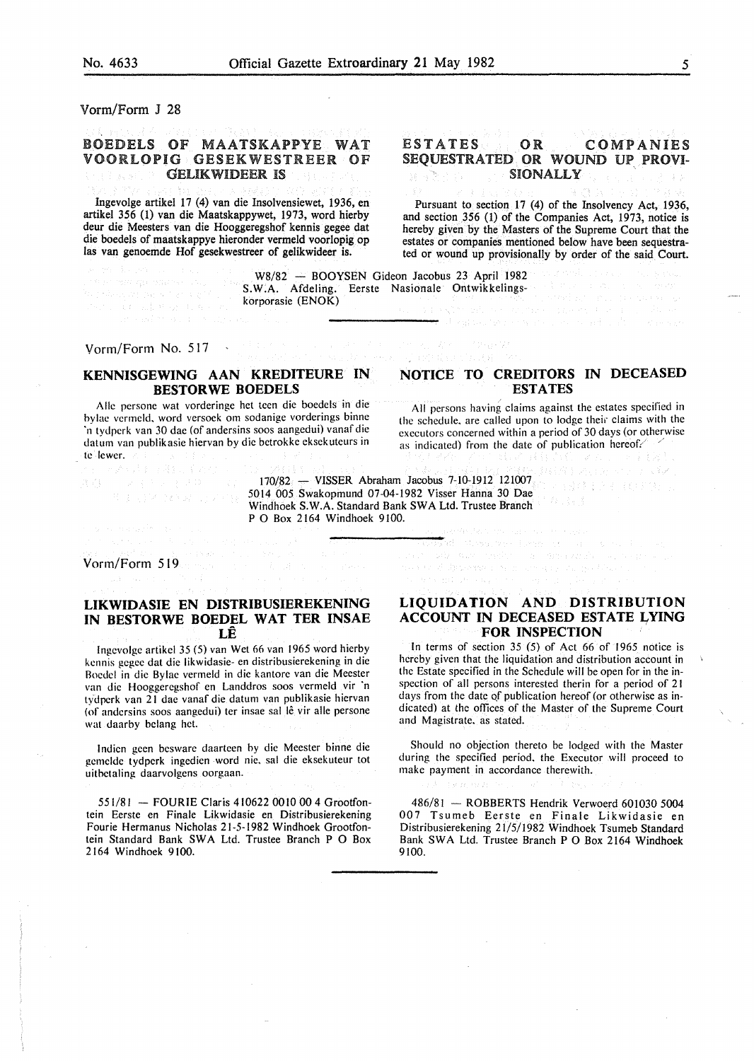Vorm/Form J 28

## BOEDELS OF MAATSKAPPYE WAT VOORLOPIG GESEKWESTREER OF GELIKWIDEER IS

Ingevolge artikel 17 (4) van die Insolvensiewet, 1936, en artikel 356 (1) van die Maatskappywet, 1973, word hierby deur die Meesters van die Hooggeregshof kennis gegee dat die boedels of maatskappye hieronder vermeld voorlopig op las van genoemde Hof gesekwestreer of gelikwideer is.

## ESTATES OR COMPANIES SEQUESTRATED OR WOUND UP PROVISIONALLY

Pursuant to section 17 (4) of the Insolvency Act, 1936, and section 356 (1) of the Companies Act, 1973, notice is hereby given by the Masters of the Supreme Court that the estates or companies mentioned below have been sequestrated or wound up provisionally by order of the said Court.

W8/82 — BOOYSEN Gideon Jacobus 23 April 1982 S.W.A. Afdeling. Eerste Nasionale Ontwikkelingskorporasie (ENOK)

---

Vorm/Form No. 517

## KENNISGEWING AAN KREDITEURE IN BESTORWE BOEDELS

Alle persone wat vorderinge het teen die boedels in die bylae vermeld, word versoek om sodanige vorderings binne 'n tydperk van 30 dae (of andersins soos aangedui) vanaf die datum van publikasie hiervan by die betrokke eksekuteurs in te lewer.

## NOTICE TO CREDITORS IN DECEASED ESTATES

All persons having claims against the estates specified in the schedule, are called upon to lodge their claims with the executors concerned within a period of 30 days (or otherwise as indicated) from the date of publication hereof.

170/82 — VISSER Abraham Jacobus 7-10-1912 121007 5014 005 Swakopmund 07-04-1982 Visser Hanna 30 Dae Windhoek S.W.A. Standard Bank SWA Ltd. Trustee Branch P O Box 2164 Windhoek 9100.

---

Vorm/Form 519

## LIKWIDASIE EN DISTRIBUSIEREKENING IN BESTORWE BOEDEL WAT TER INSAE LÊ

Ingevolge artikel 35 (5) van Wet 66 van 1965 word hierby kennis gegee dat die likwidasie- en distribusierekening in die Boedel in die Bylae vermeld in die kantore van die Meester van die Hooggeregshof en Landdros soos vermeld vir 'n tydperk van 21 dae vanaf die datum van publikasie hiervan (of andersins soos aangedui) ter insae sal lê vir alle persone wat daarby belang het.

Indien geen besware daarteen by die Meester binne die gemelde tydperk ingedien word nie, sal die eksekuteur tot uitbetaling daarvolgens oorgaan.

551/81 — FOURIE Claris 410622 0010 00 4 Grootfontein Eerste en Finale Likwidasie en Distribusierekening Fourie Hermanus Nicholas 21-5-1982 Windhoek Grootfontein Standard Bank SWA Ltd. Trustee Branch P O Box 2164 Windhoek 9100.

## LIQUIDATION AND DISTRIBUTION ACCOUNT IN DECEASED ESTATE LYING FOR INSPECTION

In terms of section 35 (5) of Act 66 of 1965 notice is hereby given that the liquidation and distribution account in the Estate specified in the Schedule will be open for in the inspection of all persons interested therin for a period of 21 days from the date of publication hereof (or otherwise as indicated) at the offices of the Master of the Supreme Court and Magistrate, as stated.

Should no objection thereto be lodged with the Master during the specified period, the Executor will proceed to make payment in accordance therewith.

486/81 — ROBBERTS Hendrik Verwoerd 601030 5004 007 Tsumeb Eerste en Finale Likwidasie en Distribusierekening 21/5/1982 Windhoek Tsumeb Standard Bank SWA Ltd. Trustee Branch P O Box 2164 Windhoek 9100.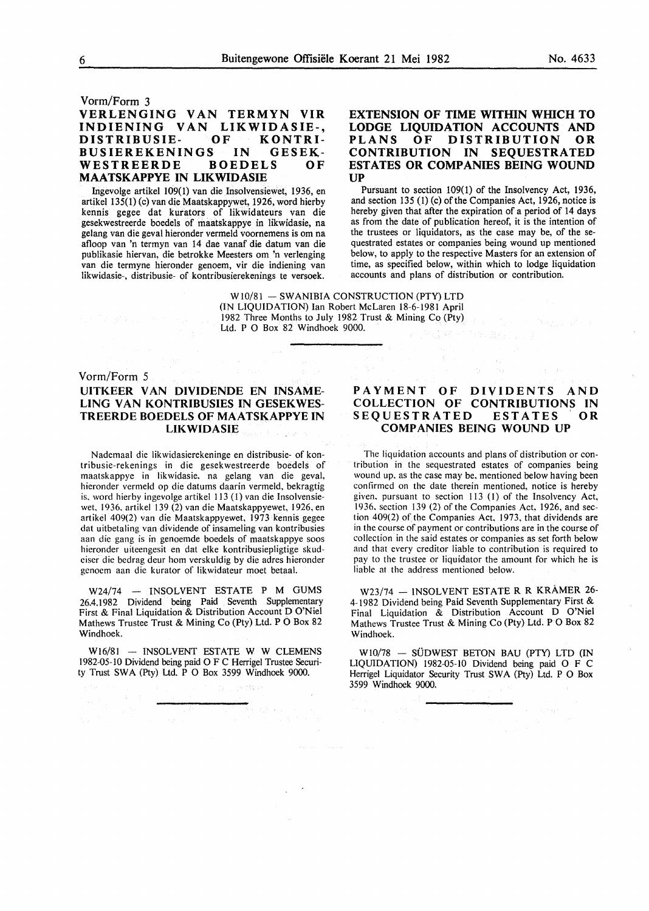Vorm/Form 3

## VERLENGING VAN TERMYN VIR INDIENING VAN LIKWIDASIE-, DISTRIBUSIE- OF KONTRIBUSIEREKENINGS IN GESEKWESTREERDE BOEDELS OF MAATSKAPPYE IN LIKWIDASIE

Ingevolge artikel 109(1) van die Insolvensiewet, 1936, en artikel 135(1) (c) van die Maatskappywet, 1926, word hierby kennis gegee dat kurators of likwidateurs van die gesekwestreerde boedels of maatskappye in likwidasie, na gelang van die geval hieronder vermeld voornemens is om na afloop van 'n termyn van 14 dae vanaf die datum van die publikasie hiervan, die betrokke Meesters om 'n verlenging van die termyne hieronder genoem, vir die indiening van likwidasie-, distribusie- of kontribusierekenings te versoek.

## EXTENSION OF TIME WITHIN WHICH TO LODGE LIQUIDATION ACCOUNTS AND PLANS OF DISTRIBUTION OR CONTRIBUTION IN SEQUESTRATED ESTATES OR COMPANIES BEING WOUND UP

Pursuant to section 109(1) of the Insolvency Act, 1936, and section 135 (1) (c) of the Companies Act, 1926, notice is hereby given that after the expiration of a period of 14 days as from the date of publication hereof, it is the intention of the trustees or liquidators, as the case may be, of the sequestrated estates or companies being wound up mentioned below, to apply to the respective Masters for an extension of time, as specified below, within which to lodge liquidation accounts and plans of distribution or contribution.

W10/81 — SWANIBIA CONSTRUCTION (PTY) LTD (IN LIQUIDATION) Ian Robert McLaren 18-6-1981 April 1982 Three Months to July 1982 Trust & Mining Co (Pty) Ltd. P O Box 82 Windhoek 9000.

---

Vorm/Form 5

## UITKEER VAN DIVIDENDE EN INSAMELING VAN KONTRIBUSIES IN GESEKWESTREERDE BOEDELS OF MAATSKAPPYE IN LIKWIDASIE

Nademaal die likwidasierekeninge en distribusie- of kontribusie-rekenings in die gesekwestreerde boedels of maatskappye in likwidasie, na gelang van die geval, hieronder vermeld op die datums daarin vermeld, bekragtig is, word hierby ingevolge artikel 113 (1) van die Insolvensiewet, 1936, artikel 139 (2) van die Maatskappyewet, 1926, en artikel 409(2) van die Maatskappyewet, 1973 kennis gegee dat uitbetaling van dividende of insameling van kontribusies aan die gang is in genoemde boedels of maatskappye soos hieronder uiteengesit en dat elke kontribusiepligtige skuldeiser die bedrag deur hom verskuldig by die adres hieronder genoem aan die kurator of likwidateur moet betaal.

W24/74 — INSOLVENT ESTATE P M GUMS 26.4.1982 Dividend being Paid Seventh Supplementary First & Final Liquidation & Distribution Account D O'Niel Mathews Trustee Trust & Mining Co (Pty) Ltd. P O Box 82 Windhoek.

W16/81 — INSOLVENT ESTATE W W CLEMENS 1982-05-10 Dividend being paid O F C Herrigel Trustee Security Trust SWA (Pty) Ltd. P O Box 3599 Windhoek 9000.

## PAYMENT OF DIVIDENTS AND COLLECTION OF CONTRIBUTIONS IN SEQUESTRATED ESTATES OR COMPANIES BEING WOUND UP

The liquidation accounts and plans of distribution or contribution in the sequestrated estates of companies being wound up, as the case may be, mentioned below having been confirmed on the date therein mentioned, notice is hereby given, pursuant to section 113 (1) of the Insolvency Act, 1936, section 139 (2) of the Companies Act, 1926, and section 409(2) of the Companies Act, 1973, that dividends are in the course of payment or contributions are in the course of collection in the said estates or companies as set forth below and that every creditor liable to contribution is required to pay to the trustee or liquidator the amount for which he is liable at the address mentioned below.

W23/74 — INSOLVENT ESTATE R R KRÄMER 26-4-1982 Dividend being Paid Seventh Supplementary First & Final Liquidation & Distribution Account D O'Niel Mathews Trustee Trust & Mining Co (Pty) Ltd. P O Box 82 Windhoek.

W10/78 — SÜDWEST BETON BAU (PTY) LTD (IN LIQUIDATION) 1982-05-10 Dividend being paid O F C Herrigel Liquidator Security Trust SWA (Pty) Ltd. P O Box 3599 Windhoek 9000.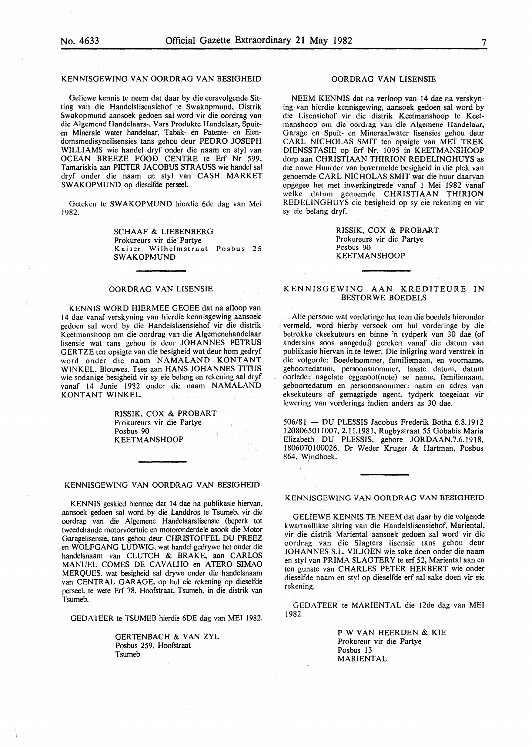### KENNISGEWING VAN OORDRAG VAN BESIGHEID

Geliewe kennis te neem dat daar by die eersvolgende Sitting van die Handelslisensiehof te Swakopmund, Distrik Swakopmund aansoek gedoen sal word vir die oordrag van die Algemene Handelaars-, Vars Produkte Handelaar, Spuit- en Minerale water handelaar, Tabak- en Patente- en Eiendomsmedisynelisensies tans gehou deur PEDRO JOSEPH WILLIAMS wie handel dryf onder die naam en styl van OCEAN BREEZE FOOD CENTRE te Erf Nr 599, Tamariskia aan PIETER JACOBUS STRAUSS wie handel sal dryf onder die naam en styl van CASH MARKET SWAKOPMUND op dieselfde perseel.

Geteken te SWAKOPMUND hierdie 6de dag van Mei 1982.

SCHAAF & LIEBENBERG
Prokureurs vir die Partye
Kaiser Wilhelmstraat Posbus 25
SWAKOPMUND

### OORDRAG VAN LISENSIE

KENNIS WORD HIERMEE GEGEE dat na afloop van 14 dae vanaf verskyning van hierdie kennisgewing aansoek gedoen sal word by die Handelslisensiehof vir die distrik Keetmanshoop om die oordrag van die Algemenehandelaar lisensie wat tans gehou is deur JOHANNES PETRUS GERTZE ten opsigte van die besigheid wat deur hom gedryf word onder die naam NAMALAND KONTANT WINKEL, Blouwes, Tses aan HANS JOHANNES TITUS wie sodanige besigheid vir sy eie belang en rekening sal dryf vanaf 14 Junie 1982 onder die naam NAMALAND KONTANT WINKEL.

RISSIK, COX & PROBART
Prokureurs vir die Partye
Posbus 90
KEETMANSHOOP

### KENNISGEWING VAN OORDRAG VAN BESIGHEID

KENNIS geskied hiermee dat 14 dae na publikasie hiervan, aansoek gedoen sal word by die Landdros te Tsumeb, vir die oordrag van die Algemene Handelaarslisensie (beperk tot tweedehande motorvoertuie en motoronderdele asook die Motor Garagelisensie, tans gehou deur CHRISTOFFEL DU PREEZ en WOLFGANG LUDWIG, wat handel gedrywe het onder die handelsnaam van CLUTCH & BRAKE, aan CARLOS MANUEL COMES DE CAVALHO en ATERO SIMAO MERQUES, wat besigheid sal drywe onder die handelsnaam van CENTRAL GARAGE, op hul eie rekening op dieselfde perseel, te wete Erf 78, Hoofstraat, Tsumeb, in die distrik van Tsumeb.

GEDATEER te TSUMEB hierdie 6DE dag van MEI 1982.

GERTENBACH & VAN ZYL
Posbus 259, Hoofstraat
Tsumeb

### OORDRAG VAN LISENSIE

NEEM KENNIS dat na verloop van 14 dae na verskyning van hierdie kennisgewing, aansoek gedoen sal word by die Lisensiehof vir die distrik Keetmanshoop te Keetmanshoop om die oordrag van die Algemene Handelaar, Garage en Spuit- en Mineraalwater lisensies gehou deur CARL NICHOLAS SMIT ten opsigte van MET TREK DIENSSTASIE op Erf Nr. 1095 in KEETMANSHOOP dorp aan CHRISTIAAN THIRION REDELINGHUYS as die nuwe Huurder van bovermelde besigheid in die plek van genoemde CARL NICHOLAS SMIT wat die huur daarvan opgegee het met inwerkingtrede vanaf 1 Mei 1982 vanaf welke datum genoemde CHRISTIAAN THIRION REDELINGHUYS die besigheid op sy eie rekening en vir sy eie belang dryf.

RISSIK, COX & PROBART
Prokureurs vir die Partye
Posbus 90
KEETMANSHOOP

### KENNISGEWING AAN KREDITEURE IN BESTORWE BOEDELS

Alle persone wat vorderinge het teen die boedels hieronder vermeld, word hierby versoek om hul vorderinge by die betrokke eksekuteurs en binne 'n tydperk van 30 dae (of andersins soos aangedui) gereken vanaf die datum van publikasie hiervan in te lewer. Die inligting word verstrek in die volgorde: Boedelnommer, familiemaan, en voorname, geboortedatum, persoonsnommer, laaste datum, datum oorlede: nagelate eggenoot(note) se name, familienaam, geboortedatum en persoonsnommer: naam en adres van eksekuteurs of gemagtigde agent, tydperk toegelaat vir lewering van vorderings indien anders as 30 dae.

506/81 — DU PLESSIS Jacobus Frederik Botha 6.8.1912 1208065011007, 2.11.1981, Rugbystraat 55 Gobabis Maria Elizabeth DU PLESSIS, gebore JORDAAN.7.6.1918, 1806070100026. Dr Weder Kruger & Hartman, Posbus 864, Windhoek.

### KENNISGEWING VAN OORDRAG VAN BESIGHEID

GELIEWE KENNIS TE NEEM dat daar by die volgende kwartaallikse sitting van die Handelslisensiehof, Mariental, vir die distrik Mariental aansoek gedoen sal word vir die oordrag van die Slagters lisensie tans gehou deur JOHANNES S.L. VILJOEN wie sake doen onder die naam en styl van PRIMA SLAGTERY te erf 52, Mariental aan en ten gunste van CHARLES PETER HERBERT wie onder dieselfde naam en styl op dieselfde erf sal sake doen vir eie rekening.

GEDATEER te MARIENTAL die 12de dag van MEI 1982.

P W VAN HEERDEN & KIE
Prokureur vir die Partye
Posbus 13
MARIENTAL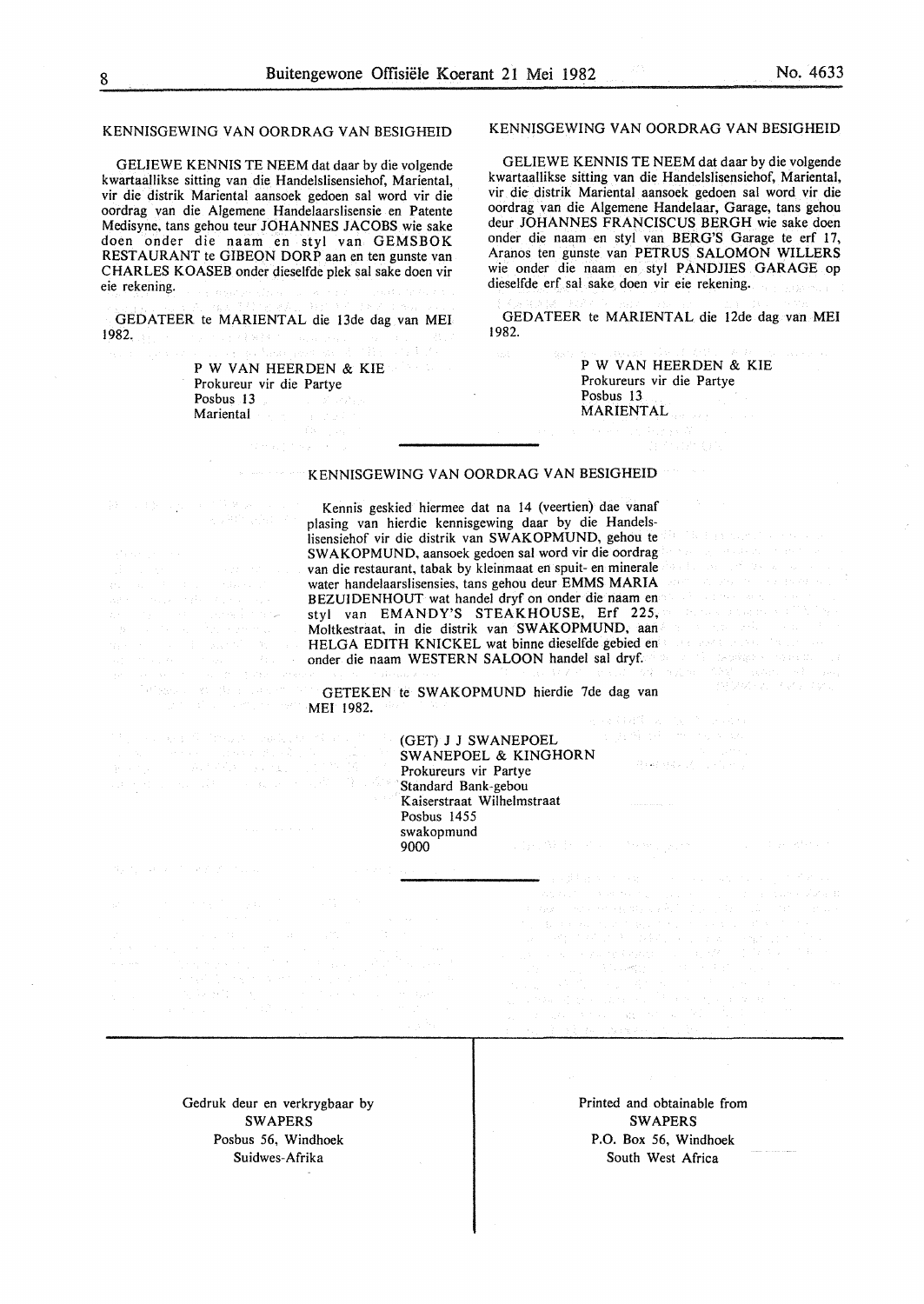## KENNISGEWING VAN OORDRAG VAN BESIGHEID

GELIEWE KENNIS TE NEEM dat daar by die volgende kwartaallikse sitting van die Handelslisensiehof, Mariental, vir die distrik Mariental aansoek gedoen sal word vir die oordrag van die Algemene Handelaarslisensie en Patente Medisyne, tans gehou teur JOHANNES JACOBS wie sake doen onder die naam en styl van GEMSBOK RESTAURANT te GIBEON DORP aan en ten gunste van CHARLES KOASEB onder dieselfde plek sal sake doen vir eie rekening.

GEDATEER te MARIENTAL die 13de dag van MEI 1982.

P W VAN HEERDEN & KIE
Prokureur vir die Partye
Posbus 13
Mariental

## KENNISGEWING VAN OORDRAG VAN BESIGHEID

GELIEWE KENNIS TE NEEM dat daar by die volgende kwartaallikse sitting van die Handelslisensiehof, Mariental, vir die distrik Mariental aansoek gedoen sal word vir die oordrag van die Algemene Handelaar, Garage, tans gehou deur JOHANNES FRANCISCUS BERGH wie sake doen onder die naam en styl van BERG'S Garage te erf 17, Aranos ten gunste van PETRUS SALOMON WILLERS wie onder die naam en styl PANDJIES GARAGE op dieselfde erf sal sake doen vir eie rekening.

GEDATEER te MARIENTAL die 12de dag van MEI 1982.

P W VAN HEERDEN & KIE
Prokureurs vir die Partye
Posbus 13
MARIENTAL

## KENNISGEWING VAN OORDRAG VAN BESIGHEID

Kennis geskied hiermee dat na 14 (veertien) dae vanaf plasing van hierdie kennisgewing daar by die Handelslisensiehof vir die distrik van SWAKOPMUND, gehou te SWAKOPMUND, aansoek gedoen sal word vir die oordrag van die restaurant, tabak by kleinmaat en spuit- en minerale water handelaarslisensies, tans gehou deur EMMS MARIA BEZUIDENHOUT wat handel dryf on onder die naam en styl van EMANDY'S STEAKHOUSE, Erf 225, Moltkestraat, in die distrik van SWAKOPMUND, aan HELGA EDITH KNICKEL wat binne dieselfde gebied en onder die naam WESTERN SALOON handel sal dryf.

GETEKEN te SWAKOPMUND hierdie 7de dag van MEI 1982.

(GET) J J SWANEPOEL
SWANEPOEL & KINGHORN
Prokureurs vir Partye
Standard Bank-gebou
Kaiserstraat Wilhelmstraat
Posbus 1455
swakopmund
9000

---

Gedruk deur en verkrygbaar by
SWAPERS
Posbus 56, Windhoek
Suidwes-Afrika

Printed and obtainable from
SWAPERS
P.O. Box 56, Windhoek
South West Africa